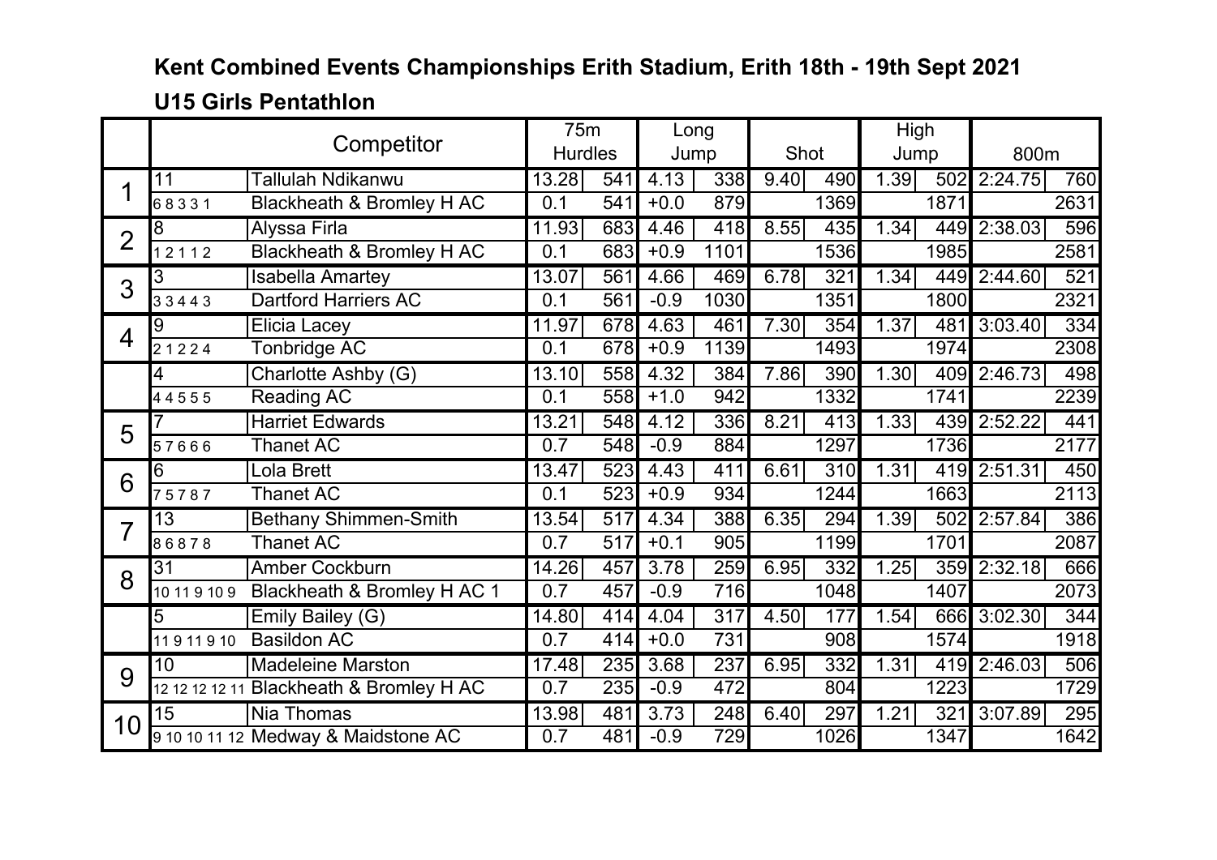# Kent Combined Events Championships Erith Stadium, Erith 18th - 19th Sept 2021

## U15 Girls Pentathlon

| | Competitor | | 75m Hurdles | | Long Jump | | Shot | | High Jump | | 800m | |
|---|---|---|---|---|---|---|---|---|---|---|---|---|
| 1 | 11 | Tallulah Ndikanwu | 13.28 | 541 | 4.13 | 338 | 9.40 | 490 | 1.39 | 502 | 2:24.75 | 760 |
| | 6 8 3 3 1 | Blackheath & Bromley H AC | 0.1 | 541 | +0.0 | 879 | | 1369 | | 1871 | | 2631 |
| 2 | 8 | Alyssa Firla | 11.93 | 683 | 4.46 | 418 | 8.55 | 435 | 1.34 | 449 | 2:38.03 | 596 |
| | 1 2 1 1 2 | Blackheath & Bromley H AC | 0.1 | 683 | +0.9 | 1101 | | 1536 | | 1985 | | 2581 |
| 3 | 3 | Isabella Amartey | 13.07 | 561 | 4.66 | 469 | 6.78 | 321 | 1.34 | 449 | 2:44.60 | 521 |
| | 3 3 4 4 3 | Dartford Harriers AC | 0.1 | 561 | -0.9 | 1030 | | 1351 | | 1800 | | 2321 |
| 4 | 9 | Elicia Lacey | 11.97 | 678 | 4.63 | 461 | 7.30 | 354 | 1.37 | 481 | 3:03.40 | 334 |
| | 2 1 2 2 4 | Tonbridge AC | 0.1 | 678 | +0.9 | 1139 | | 1493 | | 1974 | | 2308 |
| | 4 | Charlotte Ashby (G) | 13.10 | 558 | 4.32 | 384 | 7.86 | 390 | 1.30 | 409 | 2:46.73 | 498 |
| | 4 4 5 5 5 | Reading AC | 0.1 | 558 | +1.0 | 942 | | 1332 | | 1741 | | 2239 |
| 5 | 7 | Harriet Edwards | 13.21 | 548 | 4.12 | 336 | 8.21 | 413 | 1.33 | 439 | 2:52.22 | 441 |
| | 5 7 6 6 6 | Thanet AC | 0.7 | 548 | -0.9 | 884 | | 1297 | | 1736 | | 2177 |
| 6 | 6 | Lola Brett | 13.47 | 523 | 4.43 | 411 | 6.61 | 310 | 1.31 | 419 | 2:51.31 | 450 |
| | 7 5 7 8 7 | Thanet AC | 0.1 | 523 | +0.9 | 934 | | 1244 | | 1663 | | 2113 |
| 7 | 13 | Bethany Shimmen-Smith | 13.54 | 517 | 4.34 | 388 | 6.35 | 294 | 1.39 | 502 | 2:57.84 | 386 |
| | 8 6 8 7 8 | Thanet AC | 0.7 | 517 | +0.1 | 905 | | 1199 | | 1701 | | 2087 |
| 8 | 31 | Amber Cockburn | 14.26 | 457 | 3.78 | 259 | 6.95 | 332 | 1.25 | 359 | 2:32.18 | 666 |
| | 10 11 9 10 9 | Blackheath & Bromley H AC 1 | 0.7 | 457 | -0.9 | 716 | | 1048 | | 1407 | | 2073 |
| | 5 | Emily Bailey (G) | 14.80 | 414 | 4.04 | 317 | 4.50 | 177 | 1.54 | 666 | 3:02.30 | 344 |
| | 11 9 11 9 10 | Basildon AC | 0.7 | 414 | +0.0 | 731 | | 908 | | 1574 | | 1918 |
| 9 | 10 | Madeleine Marston | 17.48 | 235 | 3.68 | 237 | 6.95 | 332 | 1.31 | 419 | 2:46.03 | 506 |
| | 12 12 12 12 11 | Blackheath & Bromley H AC | 0.7 | 235 | -0.9 | 472 | | 804 | | 1223 | | 1729 |
| 10 | 15 | Nia Thomas | 13.98 | 481 | 3.73 | 248 | 6.40 | 297 | 1.21 | 321 | 3:07.89 | 295 |
| | 9 10 10 11 12 | Medway & Maidstone AC | 0.7 | 481 | -0.9 | 729 | | 1026 | | 1347 | | 1642 |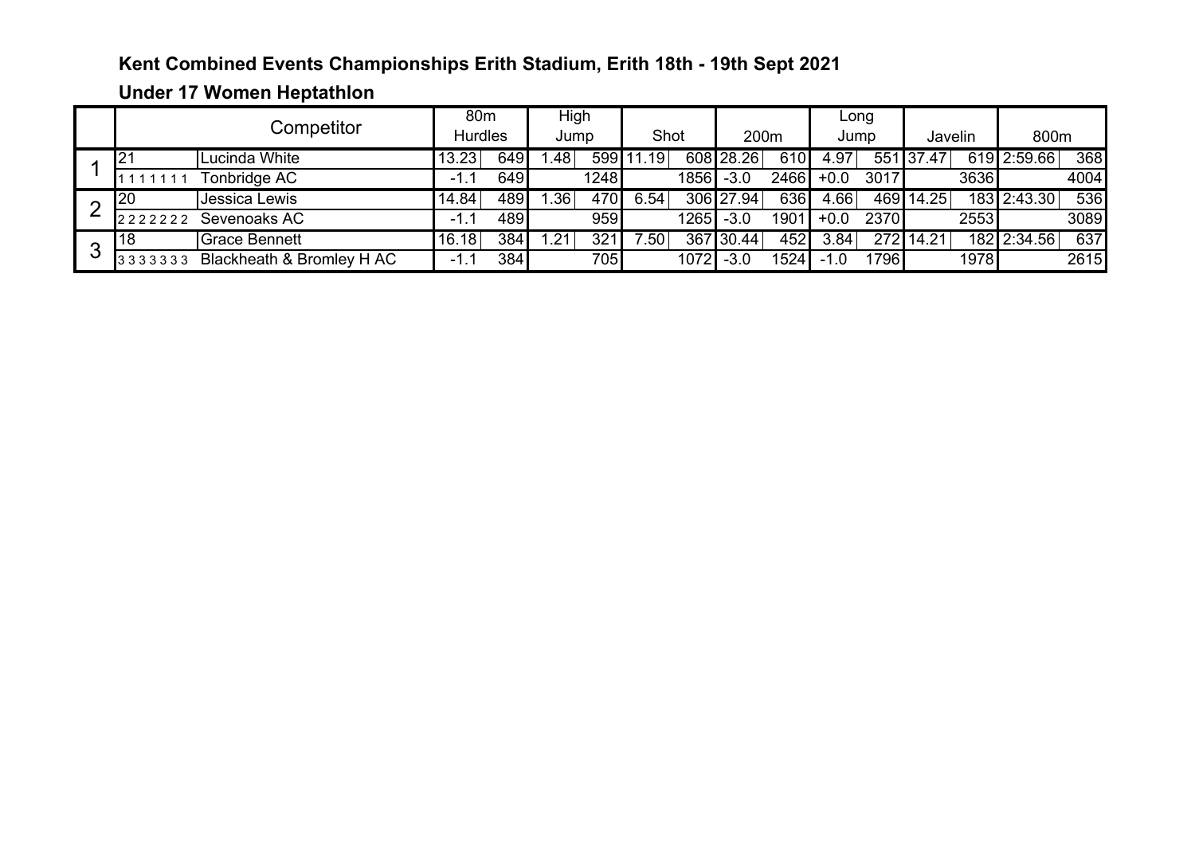## Kent Combined Events Championships Erith Stadium, Erith 18th - 19th Sept 2021

## Under 17 Women Heptathlon

| | Competitor | | 80m Hurdles | | High Jump | | Shot | | 200m | | Long Jump | | Javelin | | 800m | |
|---|---|---|---|---|---|---|---|---|---|---|---|---|---|---|---|---|
| 1 | 21 | Lucinda White | 13.23 | 649 | 1.48 | 599 | 11.19 | 608 | 28.26 | 610 | 4.97 | 551 | 37.47 | 619 | 2:59.66 | 368 |
| | 1 1 1 1 1 1 1 | Tonbridge AC | -1.1 | 649 | | 1248 | | 1856 | -3.0 | 2466 | +0.0 | 3017 | | 3636 | | 4004 |
| 2 | 20 | Jessica Lewis | 14.84 | 489 | 1.36 | 470 | 6.54 | 306 | 27.94 | 636 | 4.66 | 469 | 14.25 | 183 | 2:43.30 | 536 |
| | 2 2 2 2 2 2 2 | Sevenoaks AC | -1.1 | 489 | | 959 | | 1265 | -3.0 | 1901 | +0.0 | 2370 | | 2553 | | 3089 |
| 3 | 18 | Grace Bennett | 16.18 | 384 | 1.21 | 321 | 7.50 | 367 | 30.44 | 452 | 3.84 | 272 | 14.21 | 182 | 2:34.56 | 637 |
| | 3 3 3 3 3 3 3 | Blackheath & Bromley H AC | -1.1 | 384 | | 705 | | 1072 | -3.0 | 1524 | -1.0 | 1796 | | 1978 | | 2615 |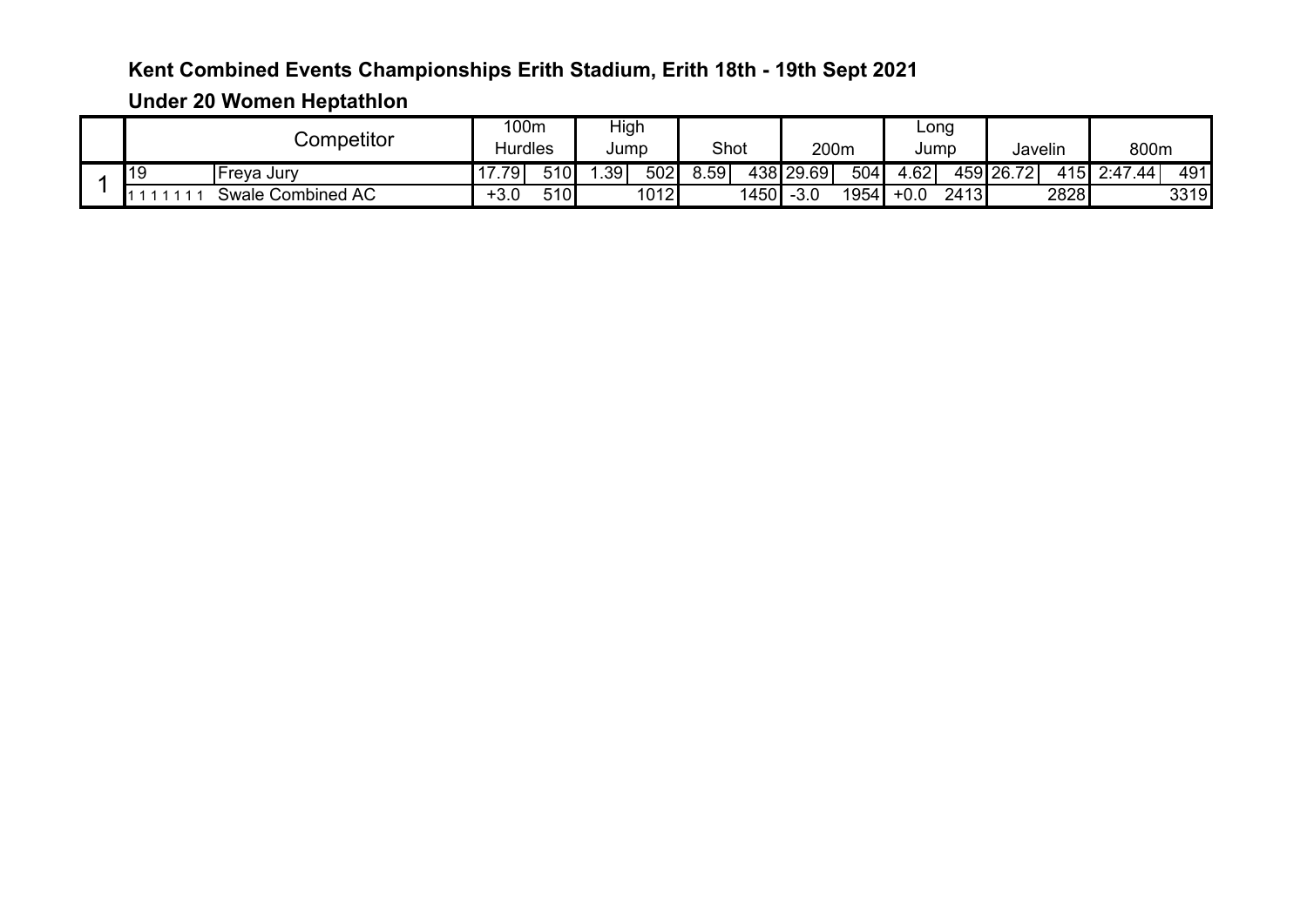**Kent Combined Events Championships Erith Stadium, Erith 18th - 19th Sept 2021**

**Under 20 Women Heptathlon**

| | Competitor | | 100m Hurdles | | High Jump | | Shot | | 200m | | Long Jump | | Javelin | | 800m | |
|---|---|---|---|---|---|---|---|---|---|---|---|---|---|---|---|---|
| 1 | 19 | Freya Jury | 17.79 | 510 | 1.39 | 502 | 8.59 | 438 | 29.69 | 504 | 4.62 | 459 | 26.72 | 415 | 2:47.44 | 491 |
| | 1 1 1 1 1 1 1 | Swale Combined AC | +3.0 | 510 | | 1012 | | 1450 | -3.0 | 1954 | +0.0 | 2413 | | 2828 | | 3319 |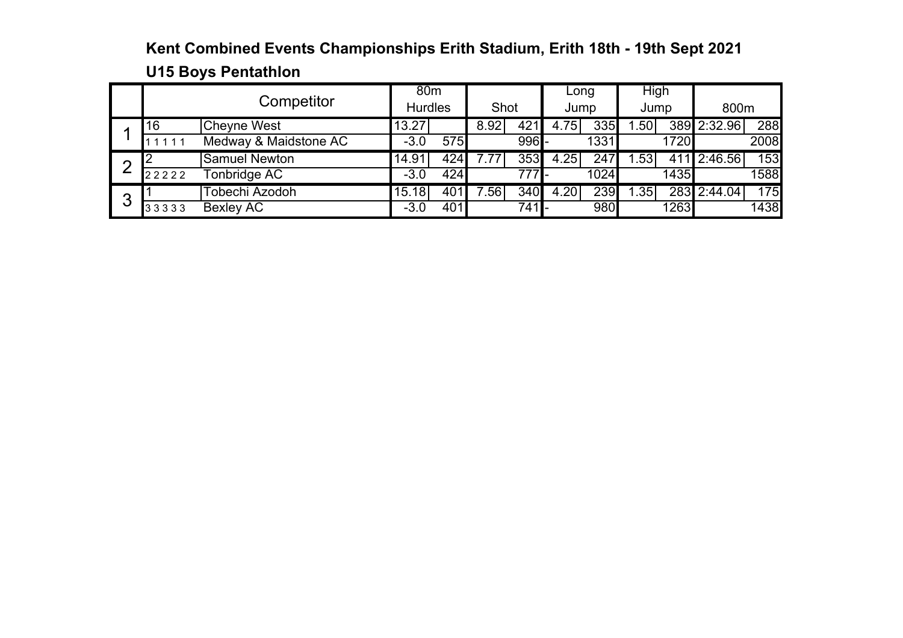## Kent Combined Events Championships Erith Stadium, Erith 18th - 19th Sept 2021

### U15 Boys Pentathlon

| | Competitor | | 80m Hurdles | | Shot | | Long Jump | | High Jump | | 800m | |
|---|---|---|---|---|---|---|---|---|---|---|---|---|
| 1 | 16 | Cheyne West | 13.27 | | 8.92 | 421 | 4.75 | 335 | 1.50 | 389 | 2:32.96 | 288 |
| | 1 1 1 1 1 | Medway & Maidstone AC | -3.0 | 575 | | 996 | - | 1331 | | 1720 | | 2008 |
| 2 | 2 | Samuel Newton | 14.91 | 424 | 7.77 | 353 | 4.25 | 247 | 1.53 | 411 | 2:46.56 | 153 |
| | 2 2 2 2 2 | Tonbridge AC | -3.0 | 424 | | 777 | - | 1024 | | 1435 | | 1588 |
| 3 | 1 | Tobechi Azodoh | 15.18 | 401 | 7.56 | 340 | 4.20 | 239 | 1.35 | 283 | 2:44.04 | 175 |
| | 3 3 3 3 3 | Bexley AC | -3.0 | 401 | | 741 | - | 980 | | 1263 | | 1438 |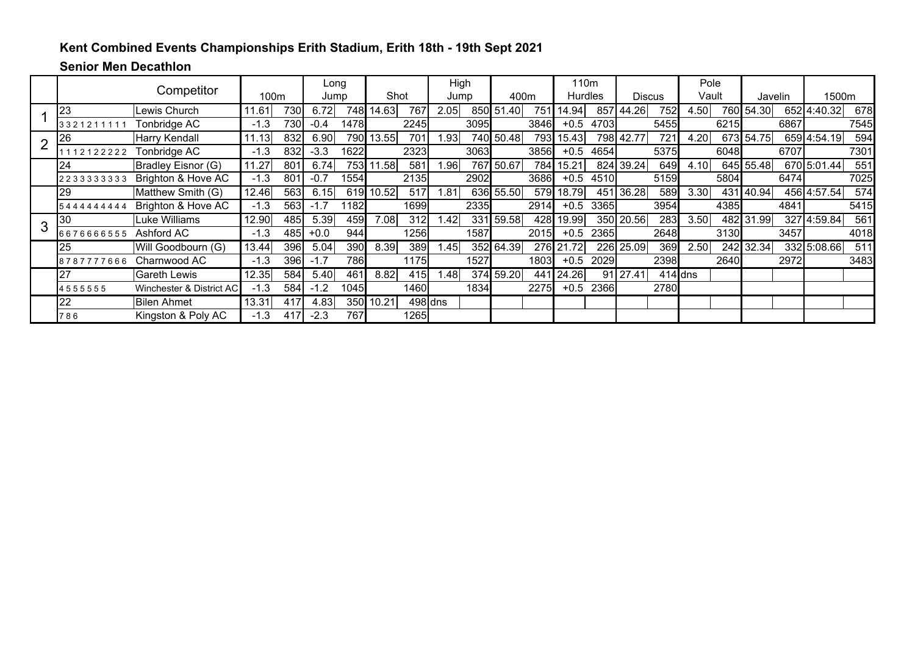**Kent Combined Events Championships Erith Stadium, Erith 18th - 19th Sept 2021**

**Senior Men Decathlon**

| | Competitor | | 100m | | Long Jump | | Shot | | High Jump | | 400m | | 110m Hurdles | | Discus | | Pole Vault | | Javelin | | 1500m | |
|---|---|---|---|---|---|---|---|---|---|---|---|---|---|---|---|---|---|---|---|---|---|---|
| 1 | 23 | Lewis Church | 11.61 | 730 | 6.72 | 748 | 14.63 | 767 | 2.05 | 850 | 51.40 | 751 | 14.94 | 857 | 44.26 | 752 | 4.50 | 760 | 54.30 | 652 | 4:40.32 | 678 |
| | 3 3 2 1 2 1 1 1 1 1 | Tonbridge AC | -1.3 | 730 | -0.4 | 1478 | | 2245 | | 3095 | | 3846 | +0.5 | 4703 | | 5455 | | 6215 | | 6867 | | 7545 |
| 2 | 26 | Harry Kendall | 11.13 | 832 | 6.90 | 790 | 13.55 | 701 | 1.93 | 740 | 50.48 | 793 | 15.43 | 798 | 42.77 | 721 | 4.20 | 673 | 54.75 | 659 | 4:54.19 | 594 |
| | 1 1 1 2 1 2 2 2 2 2 | Tonbridge AC | -1.3 | 832 | -3.3 | 1622 | | 2323 | | 3063 | | 3856 | +0.5 | 4654 | | 5375 | | 6048 | | 6707 | | 7301 |
| | 24 | Bradley Eisnor (G) | 11.27 | 801 | 6.74 | 753 | 11.58 | 581 | 1.96 | 767 | 50.67 | 784 | 15.21 | 824 | 39.24 | 649 | 4.10 | 645 | 55.48 | 670 | 5:01.44 | 551 |
| | 2 2 3 3 3 3 3 3 3 3 | Brighton & Hove AC | -1.3 | 801 | -0.7 | 1554 | | 2135 | | 2902 | | 3686 | +0.5 | 4510 | | 5159 | | 5804 | | 6474 | | 7025 |
| | 29 | Matthew Smith (G) | 12.46 | 563 | 6.15 | 619 | 10.52 | 517 | 1.81 | 636 | 55.50 | 579 | 18.79 | 451 | 36.28 | 589 | 3.30 | 431 | 40.94 | 456 | 4:57.54 | 574 |
| | 5 4 4 4 4 4 4 4 4 4 | Brighton & Hove AC | -1.3 | 563 | -1.7 | 1182 | | 1699 | | 2335 | | 2914 | +0.5 | 3365 | | 3954 | | 4385 | | 4841 | | 5415 |
| 3 | 30 | Luke Williams | 12.90 | 485 | 5.39 | 459 | 7.08 | 312 | 1.42 | 331 | 59.58 | 428 | 19.99 | 350 | 20.56 | 283 | 3.50 | 482 | 31.99 | 327 | 4:59.84 | 561 |
| | 6 6 7 6 6 6 6 5 5 5 | Ashford AC | -1.3 | 485 | +0.0 | 944 | | 1256 | | 1587 | | 2015 | +0.5 | 2365 | | 2648 | | 3130 | | 3457 | | 4018 |
| | 25 | Will Goodbourn (G) | 13.44 | 396 | 5.04 | 390 | 8.39 | 389 | 1.45 | 352 | 64.39 | 276 | 21.72 | 226 | 25.09 | 369 | 2.50 | 242 | 32.34 | 332 | 5:08.66 | 511 |
| | 8 7 8 7 7 7 7 6 6 6 | Charnwood AC | -1.3 | 396 | -1.7 | 786 | | 1175 | | 1527 | | 1803 | +0.5 | 2029 | | 2398 | | 2640 | | 2972 | | 3483 |
| | 27 | Gareth Lewis | 12.35 | 584 | 5.40 | 461 | 8.82 | 415 | 1.48 | 374 | 59.20 | 441 | 24.26 | 91 | 27.41 | 414 | dns | | | | | |
| | 4 5 5 5 5 5 5 | Winchester & District AC | -1.3 | 584 | -1.2 | 1045 | | 1460 | | 1834 | | 2275 | +0.5 | 2366 | | 2780 | | | | | | |
| | 22 | Bilen Ahmet | 13.31 | 417 | 4.83 | 350 | 10.21 | 498 | dns | | | | | | | | | | | | | |
| | 7 8 6 | Kingston & Poly AC | -1.3 | 417 | -2.3 | 767 | | 1265 | | | | | | | | | | | | | | |